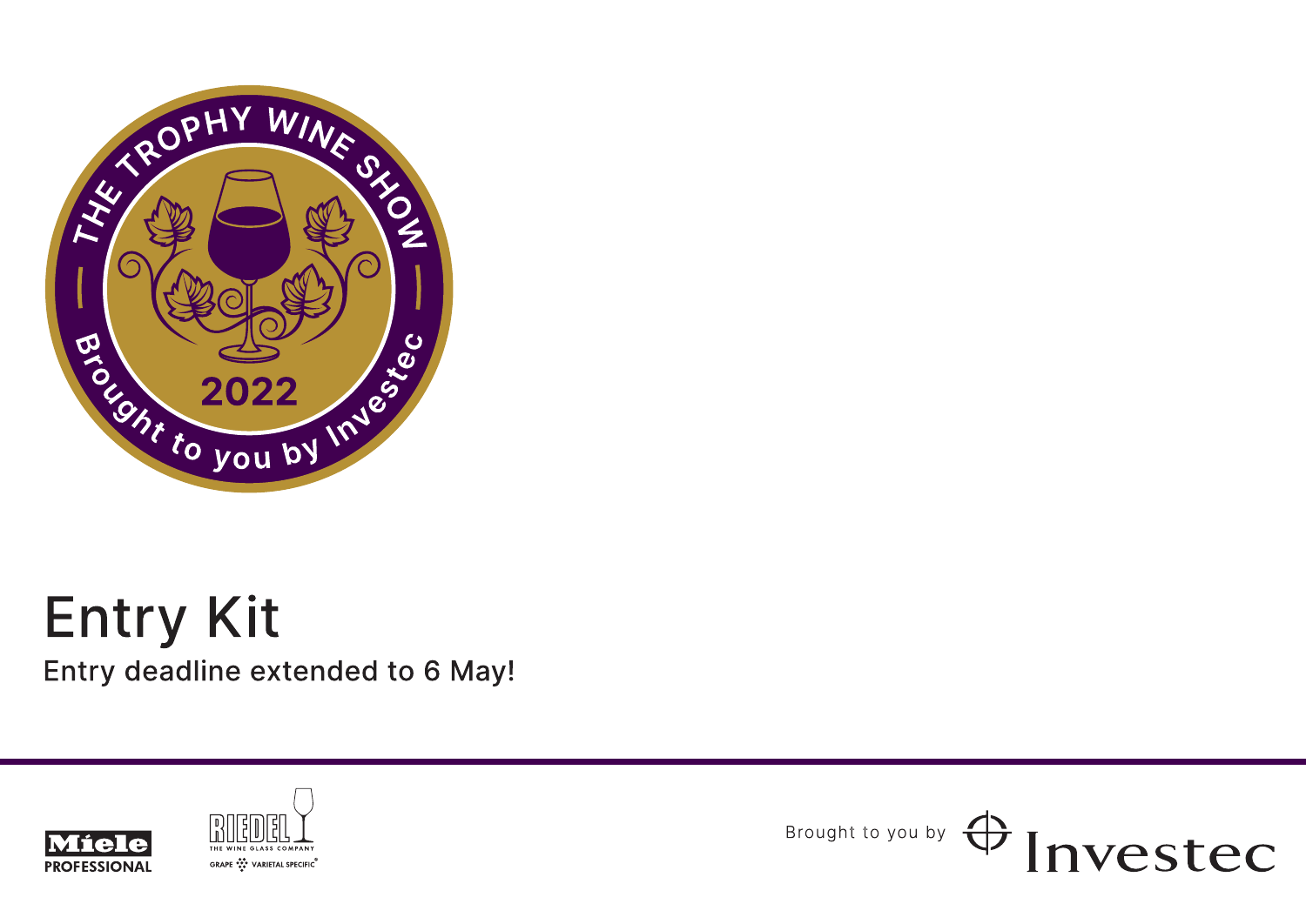THE TROPHY WINE SHOW

2022

Brought to you by Investec

# Entry Kit

Entry deadline extended to 6 May!

Miele PROFESSIONAL

RIEDEL THE WINE GLASS COMPANY GRAPE VARIETAL SPECIFIC

Brought to you by Investec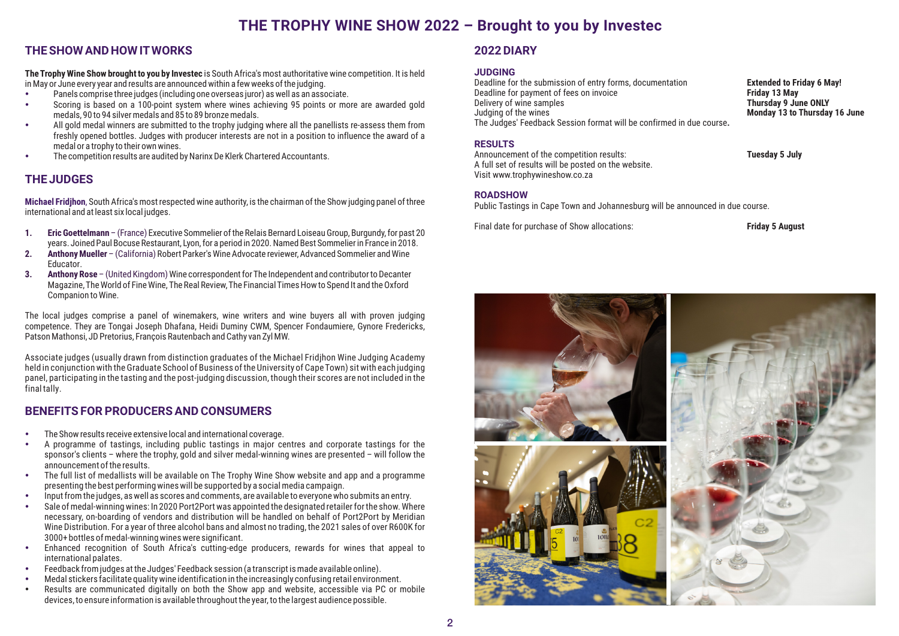# THE TROPHY WINE SHOW 2022 – Brought to you by Investec

## THE SHOW AND HOW IT WORKS

**The Trophy Wine Show brought to you by Investec** is South Africa's most authoritative wine competition. It is held in May or June every year and results are announced within a few weeks of the judging.

- Panels comprise three judges (including one overseas juror) as well as an associate.
- Scoring is based on a 100-point system where wines achieving 95 points or more are awarded gold medals, 90 to 94 silver medals and 85 to 89 bronze medals.
- All gold medal winners are submitted to the trophy judging where all the panellists re-assess them from freshly opened bottles. Judges with producer interests are not in a position to influence the award of a medal or a trophy to their own wines.
- The competition results are audited by Narinx De Klerk Chartered Accountants.

## THE JUDGES

**Michael Fridjhon**, South Africa's most respected wine authority, is the chairman of the Show judging panel of three international and at least six local judges.

1. **Eric Goettelmann** – (France) Executive Sommelier of the Relais Bernard Loiseau Group, Burgundy, for past 20 years. Joined Paul Bocuse Restaurant, Lyon, for a period in 2020. Named Best Sommelier in France in 2018.
2. **Anthony Mueller** – (California) Robert Parker's Wine Advocate reviewer, Advanced Sommelier and Wine Educator.
3. **Anthony Rose** – (United Kingdom) Wine correspondent for The Independent and contributor to Decanter Magazine, The World of Fine Wine, The Real Review, The Financial Times How to Spend It and the Oxford Companion to Wine.

The local judges comprise a panel of winemakers, wine writers and wine buyers all with proven judging competence. They are Tongai Joseph Dhafana, Heidi Duminy CWM, Spencer Fondaumiere, Gynore Fredericks, Patson Mathonsi, JD Pretorius, François Rautenbach and Cathy van Zyl MW.

Associate judges (usually drawn from distinction graduates of the Michael Fridjhon Wine Judging Academy held in conjunction with the Graduate School of Business of the University of Cape Town) sit with each judging panel, participating in the tasting and the post-judging discussion, though their scores are not included in the final tally.

## BENEFITS FOR PRODUCERS AND CONSUMERS

- The Show results receive extensive local and international coverage.
- A programme of tastings, including public tastings in major centres and corporate tastings for the sponsor's clients – where the trophy, gold and silver medal-winning wines are presented – will follow the announcement of the results.
- The full list of medallists will be available on The Trophy Wine Show website and app and a programme presenting the best performing wines will be supported by a social media campaign.
- Input from the judges, as well as scores and comments, are available to everyone who submits an entry.
- Sale of medal-winning wines: In 2020 Port2Port was appointed the designated retailer for the show. Where necessary, on-boarding of vendors and distribution will be handled on behalf of Port2Port by Meridian Wine Distribution. For a year of three alcohol bans and almost no trading, the 2021 sales of over R600K for 3000+ bottles of medal-winning wines were significant.
- Enhanced recognition of South Africa's cutting-edge producers, rewards for wines that appeal to international palates.
- Feedback from judges at the Judges' Feedback session (a transcript is made available online).
- Medal stickers facilitate quality wine identification in the increasingly confusing retail environment.
- Results are communicated digitally on both the Show app and website, accessible via PC or mobile devices, to ensure information is available throughout the year, to the largest audience possible.

## 2022 DIARY

### JUDGING

| | |
|---|---|
| Deadline for the submission of entry forms, documentation | **Extended to Friday 6 May!** |
| Deadline for payment of fees on invoice | **Friday 13 May** |
| Delivery of wine samples | **Thursday 9 June ONLY** |
| Judging of the wines | **Monday 13 to Thursday 16 June** |

The Judges' Feedback Session format will be confirmed in due course.

### RESULTS

Announcement of the competition results: **Tuesday 5 July**

A full set of results will be posted on the website.
Visit www.trophywineshow.co.za

### ROADSHOW

Public Tastings in Cape Town and Johannesburg will be announced in due course.

Final date for purchase of Show allocations: **Friday 5 August**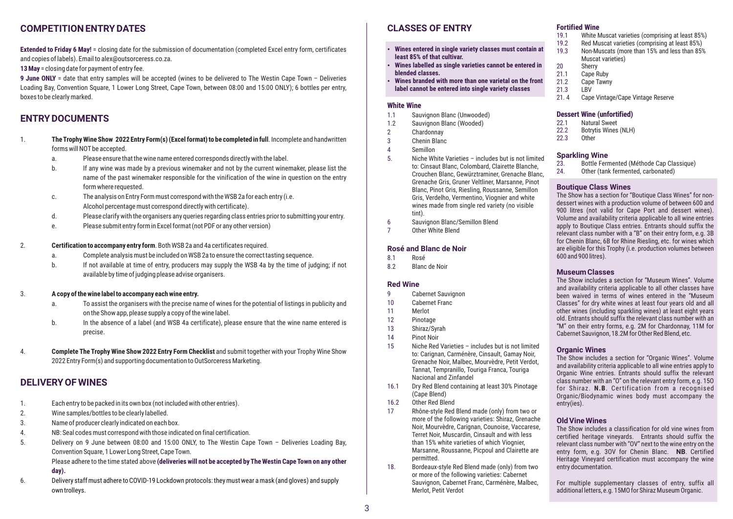## COMPETITION ENTRY DATES

**Extended to Friday 6 May!** = closing date for the submission of documentation (completed Excel entry form, certificates and copies of labels). Email to alex@outsorceress.co.za.

**13 May** = closing date for payment of entry fee.

**9 June ONLY** = date that entry samples will be accepted (wines to be delivered to The Westin Cape Town – Deliveries Loading Bay, Convention Square, 1 Lower Long Street, Cape Town, between 08:00 and 15:00 ONLY); 6 bottles per entry, boxes to be clearly marked.

## ENTRY DOCUMENTS

1. **The Trophy Wine Show 2022 Entry Form(s) (Excel format) to be completed in full**. Incomplete and handwritten forms will NOT be accepted.
   a. Please ensure that the wine name entered corresponds directly with the label.
   b. If any wine was made by a previous winemaker and not by the current winemaker, please list the name of the past winemaker responsible for the vinification of the wine in question on the entry form where requested.
   c. The analysis on Entry Form must correspond with the WSB 2a for each entry (i.e. Alcohol percentage must correspond directly with certificate).
   d. Please clarify with the organisers any queries regarding class entries prior to submitting your entry.
   e. Please submit entry form in Excel format (not PDF or any other version)

2. **Certification to accompany entry form**. Both WSB 2a and 4a certificates required.
   a. Complete analysis must be included on WSB 2a to ensure the correct tasting sequence.
   b. If not available at time of entry, producers may supply the WSB 4a by the time of judging; if not available by time of judging please advise organisers.

3. **A copy of the wine label to accompany each wine entry.**
   a. To assist the organisers with the precise name of wines for the potential of listings in publicity and on the Show app, please supply a copy of the wine label.
   b. In the absence of a label (and WSB 4a certificate), please ensure that the wine name entered is precise.

4. **Complete The Trophy Wine Show 2022 Entry Form Checklist** and submit together with your Trophy Wine Show 2022 Entry Form(s) and supporting documentation to OutSorceress Marketing.

## DELIVERY OF WINES

1. Each entry to be packed in its own box (not included with other entries).
2. Wine samples/bottles to be clearly labelled.
3. Name of producer clearly indicated on each box.
4. NB: Seal codes must correspond with those indicated on final certification.
5. Delivery on 9 June between 08:00 and 15:00 ONLY, to The Westin Cape Town – Deliveries Loading Bay, Convention Square, 1 Lower Long Street, Cape Town.
   Please adhere to the time stated above **(deliveries will not be accepted by The Westin Cape Town on any other day).**
6. Delivery staff must adhere to COVID-19 Lockdown protocols: they must wear a mask (and gloves) and supply own trolleys.

## CLASSES OF ENTRY

- **Wines entered in single variety classes must contain at least 85% of that cultivar.**
- **Wines labelled as single varieties cannot be entered in blended classes.**
- **Wines branded with more than one varietal on the front label cannot be entered into single variety classes**

### White Wine

- 1.1 Sauvignon Blanc (Unwooded)
- 1.2 Sauvignon Blanc (Wooded)
- 2 Chardonnay
- 3 Chenin Blanc
- 4 Semillon
- 5. Niche White Varieties – includes but is not limited to: Cinsaut Blanc, Colombard, Clairette Blanche, Crouchen Blanc, Gewürztraminer, Grenache Blanc, Grenache Gris, Gruner Veltliner, Marsanne, Pinot Blanc, Pinot Gris, Riesling, Roussanne, Semillon Gris, Verdelho, Vermentino, Viognier and white wines made from single red variety (no visible tint).
- 6 Sauvignon Blanc/Semillon Blend
- 7 Other White Blend

### Rosé and Blanc de Noir

- 8.1 Rosé
- 8.2 Blanc de Noir

### Red Wine

- 9 Cabernet Sauvignon
- 10 Cabernet Franc
- 11 Merlot
- 12 Pinotage
- 13 Shiraz/Syrah
- 14 Pinot Noir
- 15 Niche Red Varieties – includes but is not limited to: Carignan, Carménère, Cinsault, Gamay Noir, Grenache Noir, Malbec, Mourvèdre, Petit Verdot, Tannat, Tempranillo, Touriga Franca, Touriga Nacional and Zinfandel
- 16.1 Dry Red Blend containing at least 30% Pinotage (Cape Blend)
- 16.2 Other Red Blend
- 17 Rhône-style Red Blend made (only) from two or more of the following varieties: Shiraz, Grenache Noir, Mourvèdre, Carignan, Counoise, Vaccarese, Terret Noir, Muscardin, Cinsault and with less than 15% white varieties of which Viognier, Marsanne, Roussanne, Picpoul and Clairette are permitted.
- 18. Bordeaux-style Red Blend made (only) from two or more of the following varieties: Cabernet Sauvignon, Cabernet Franc, Carménère, Malbec, Merlot, Petit Verdot

### Fortified Wine

- 19.1 White Muscat varieties (comprising at least 85%)
- 19.2 Red Muscat varieties (comprising at least 85%)
- 19.3 Non-Muscats (more than 15% and less than 85% Muscat varieties)
- 20 Sherry
- 21.1 Cape Ruby
- 21.2 Cape Tawny
- 21.3 LBV
- 21. 4 Cape Vintage/Cape Vintage Reserve

### Dessert Wine (unfortified)

- 22.1 Natural Sweet
- 22.2 Botrytis Wines (NLH)
- 22.3 Other

### Sparkling Wine

- 23. Bottle Fermented (Méthode Cap Classique)
- 24. Other (tank fermented, carbonated)

### Boutique Class Wines

The Show has a section for "Boutique Class Wines" for non-dessert wines with a production volume of between 600 and 900 litres (not valid for Cape Port and dessert wines). Volume and availability criteria applicable to all wine entries apply to Boutique Class entries. Entrants should suffix the relevant class number with a "B" on their entry form, e.g. 3B for Chenin Blanc, 6B for Rhine Riesling, etc. for wines which are eligible for this Trophy (i.e. production volumes between 600 and 900 litres).

### Museum Classes

The Show includes a section for "Museum Wines". Volume and availability criteria applicable to all other classes have been waived in terms of wines entered in the "Museum Classes" for dry white wines at least four years old and all other wines (including sparkling wines) at least eight years old. Entrants should suffix the relevant class number with an "M" on their entry forms, e.g. 2M for Chardonnay, 11M for Cabernet Sauvignon, 18.2M for Other Red Blend, etc.

### Organic Wines

The Show includes a section for "Organic Wines". Volume and availability criteria applicable to all wine entries apply to Organic Wine entries. Entrants should suffix the relevant class number with an "O" on the relevant entry form, e.g. 15O for Shiraz. **N.B**. Certification from a recognised Organic/Biodynamic wines body must accompany the entry(ies).

### Old Vine Wines

The Show includes a classification for old vine wines from certified heritage vineyards. Entrants should suffix the relevant class number with "OV" next to the wine entry on the entry form, e.g. 3OV for Chenin Blanc. **NB**. Certified Heritage Vineyard certification must accompany the wine entry documentation.

For multiple supplementary classes of entry, suffix all additional letters, e.g. 15MO for Shiraz Museum Organic.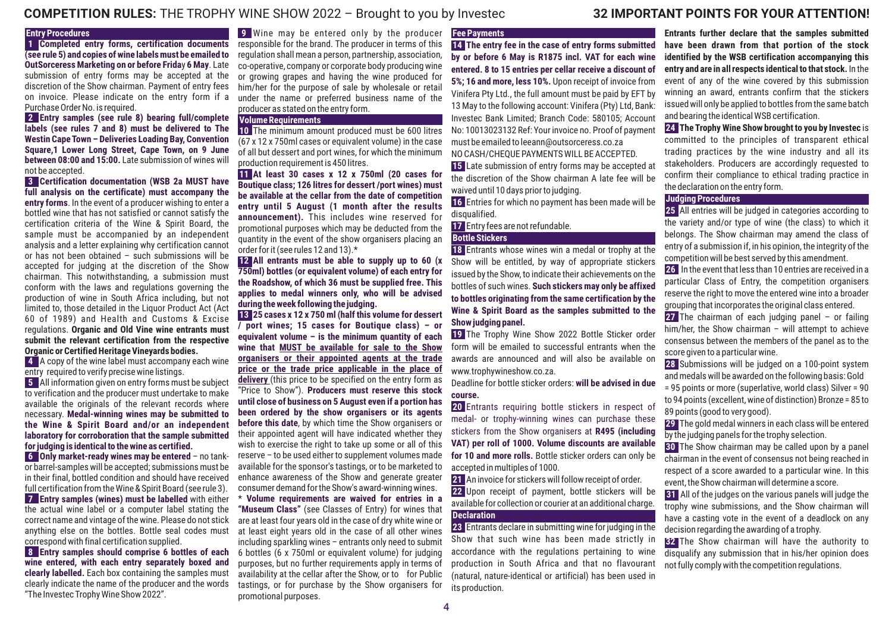# COMPETITION RULES: THE TROPHY WINE SHOW 2022 – Brought to you by Investec

## 32 IMPORTANT POINTS FOR YOUR ATTENTION!

### Entry Procedures

**1** **Completed entry forms, certification documents (see rule 5) and copies of wine labels must be emailed to OutSorceress Marketing on or before Friday 6 May**. Late submission of entry forms may be accepted at the discretion of the Show chairman. Payment of entry fees on invoice. Please indicate on the entry form if a Purchase Order No. is required.

**2** **Entry samples (see rule 8) bearing full/complete labels (see rules 7 and 8) must be delivered to The Westin Cape Town – Deliveries Loading Bay, Convention Square,1 Lower Long Street, Cape Town, on 9 June between 08:00 and 15:00.** Late submission of wines will not be accepted.

**3** **Certification documentation (WSB 2a MUST have full analysis on the certificate) must accompany the entry forms**. In the event of a producer wishing to enter a bottled wine that has not satisfied or cannot satisfy the certification criteria of the Wine & Spirit Board, the sample must be accompanied by an independent analysis and a letter explaining why certification cannot or has not been obtained – such submissions will be accepted for judging at the discretion of the Show chairman. This notwithstanding, a submission must conform with the laws and regulations governing the production of wine in South Africa including, but not limited to, those detailed in the Liquor Product Act (Act 60 of 1989) and Health and Customs & Excise regulations. **Organic and Old Vine wine entrants must submit the relevant certification from the respective Organic or Certified Heritage Vineyards bodies.**

**4** A copy of the wine label must accompany each wine entry required to verify precise wine listings.

**5** All information given on entry forms must be subject to verification and the producer must undertake to make available the originals of the relevant records where necessary. **Medal-winning wines may be submitted to the Wine & Spirit Board and/or an independent laboratory for corroboration that the sample submitted for judging is identical to the wine as certified.**

**6** **Only market-ready wines may be entered** – no tank- or barrel-samples will be accepted; submissions must be in their final, bottled condition and should have received full certification from the Wine & Spirit Board (see rule 3).

**7** **Entry samples (wines) must be labelled** with either the actual wine label or a computer label stating the correct name and vintage of the wine. Please do not stick anything else on the bottles. Bottle seal codes must correspond with final certification supplied.

**8** **Entry samples should comprise 6 bottles of each wine entered, with each entry separately boxed and clearly labelled.** Each box containing the samples must clearly indicate the name of the producer and the words "The Investec Trophy Wine Show 2022".

**9** Wine may be entered only by the producer responsible for the brand. The producer in terms of this regulation shall mean a person, partnership, association, co-operative, company or corporate body producing wine or growing grapes and having the wine produced for him/her for the purpose of sale by wholesale or retail under the name or preferred business name of the producer as stated on the entry form.

### Volume Requirements

**10** The minimum amount produced must be 600 litres (67 x 12 x 750ml cases or equivalent volume) in the case of all but dessert and port wines, for which the minimum production requirement is 450 litres.

**11** **At least 30 cases x 12 x 750ml (20 cases for Boutique class; 126 litres for dessert /port wines) must be available at the cellar from the date of competition entry until 5 August (1 month after the results announcement).** This includes wine reserved for promotional purposes which may be deducted from the quantity in the event of the show organisers placing an order for it (see rules 12 and 13).*

**12** **All entrants must be able to supply up to 60 (x 750ml) bottles (or equivalent volume) of each entry for the Roadshow, of which 36 must be supplied free. This applies to medal winners only, who will be advised during the week following the judging.**

**13** **25 cases x 12 x 750 ml (half this volume for dessert / port wines; 15 cases for Boutique class) – or equivalent volume – is the minimum quantity of each wine that <u>MUST be available for sale to the Show organisers or their appointed agents at the trade price or the trade price applicable in the place of delivery</u>** (this price to be specified on the entry form as "Price to Show"). **Producers must reserve this stock until close of business on 5 August even if a portion has been ordered by the show organisers or its agents before this date**, by which time the Show organisers or their appointed agent will have indicated whether they wish to exercise the right to take up some or all of this reserve – to be used either to supplement volumes made available for the sponsor's tastings, or to be marketed to enhance awareness of the Show and generate greater consumer demand for the Show's award-winning wines.

\* **Volume requirements are waived for entries in a "Museum Class"** (see Classes of Entry) for wines that are at least four years old in the case of dry white wine or at least eight years old in the case of all other wines including sparkling wines – entrants only need to submit 6 bottles (6 x 750ml or equivalent volume) for judging purposes, but no further requirements apply in terms of availability at the cellar after the Show, or to for Public tastings, or for purchase by the Show organisers for promotional purposes.

### Fee Payments

**14** **The entry fee in the case of entry forms submitted by or before 6 May is R1875 incl. VAT for each wine entered. 8 to 15 entries per cellar receive a discount of 5%; 16 and more, less 10%.** Upon receipt of invoice from Vinifera Pty Ltd., the full amount must be paid by EFT by 13 May to the following account: Vinifera (Pty) Ltd, Bank: Investec Bank Limited; Branch Code: 580105; Account No: 10013023132 Ref: Your invoice no. Proof of payment must be emailed to leeann@outsorceress.co.za

NO CASH/CHEQUE PAYMENTS WILL BE ACCEPTED.

**15** Late submission of entry forms may be accepted at the discretion of the Show chairman A late fee will be waived until 10 days prior to judging.

**16** Entries for which no payment has been made will be disqualified.

**17** Entry fees are not refundable.

### Bottle Stickers

**18** Entrants whose wines win a medal or trophy at the Show will be entitled, by way of appropriate stickers issued by the Show, to indicate their achievements on the bottles of such wines. **Such stickers may only be affixed to bottles originating from the same certification by the Wine & Spirit Board as the samples submitted to the Show judging panel.**

**19** The Trophy Wine Show 2022 Bottle Sticker order form will be emailed to successful entrants when the awards are announced and will also be available on www.trophywineshow.co.za.

Deadline for bottle sticker orders: **will be advised in due course.**

**20** Entrants requiring bottle stickers in respect of medal- or trophy-winning wines can purchase these stickers from the Show organisers at **R495 (including VAT) per roll of 1000. Volume discounts are available for 10 and more rolls.** Bottle sticker orders can only be accepted in multiples of 1000.

**21** An invoice for stickers will follow receipt of order.

**22** Upon receipt of payment, bottle stickers will be available for collection or courier at an additional charge.

### Declaration

**23** Entrants declare in submitting wine for judging in the Show that such wine has been made strictly in accordance with the regulations pertaining to wine production in South Africa and that no flavourant (natural, nature-identical or artificial) has been used in its production.

**Entrants further declare that the samples submitted have been drawn from that portion of the stock identified by the WSB certification accompanying this entry and are in all respects identical to that stock.** In the event of any of the wine covered by this submission winning an award, entrants confirm that the stickers issued will only be applied to bottles from the same batch and bearing the identical WSB certification.

**24** **The Trophy Wine Show brought to you by Investec** is committed to the principles of transparent ethical trading practices by the wine industry and all its stakeholders. Producers are accordingly requested to confirm their compliance to ethical trading practice in the declaration on the entry form.

### Judging Procedures

**25** All entries will be judged in categories according to the variety and/or type of wine (the class) to which it belongs. The Show chairman may amend the class of entry of a submission if, in his opinion, the integrity of the competition will be best served by this amendment.

**26** In the event that less than 10 entries are received in a particular Class of Entry, the competition organisers reserve the right to move the entered wine into a broader grouping that incorporates the original class entered.

**27** The chairman of each judging panel – or failing him/her, the Show chairman – will attempt to achieve consensus between the members of the panel as to the score given to a particular wine.

**28** Submissions will be judged on a 100-point system and medals will be awarded on the following basis: Gold = 95 points or more (superlative, world class) Silver = 90 to 94 points (excellent, wine of distinction) Bronze = 85 to 89 points (good to very good).

**29** The gold medal winners in each class will be entered by the judging panels for the trophy selection.

**30** The Show chairman may be called upon by a panel chairman in the event of consensus not being reached in respect of a score awarded to a particular wine. In this event, the Show chairman will determine a score.

**31** All of the judges on the various panels will judge the trophy wine submissions, and the Show chairman will have a casting vote in the event of a deadlock on any decision regarding the awarding of a trophy.

**32** The Show chairman will have the authority to disqualify any submission that in his/her opinion does not fully comply with the competition regulations.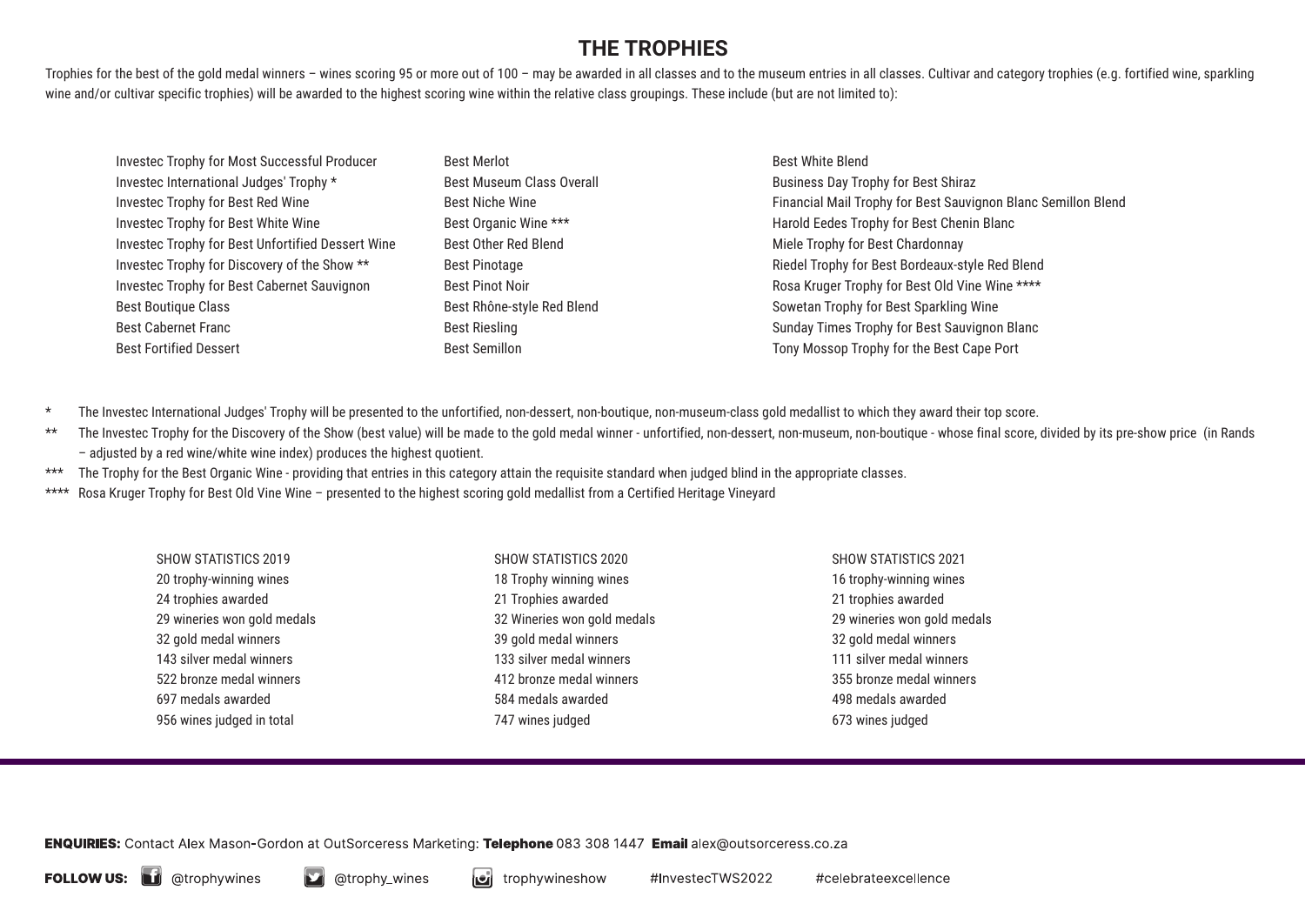# THE TROPHIES

Trophies for the best of the gold medal winners – wines scoring 95 or more out of 100 – may be awarded in all classes and to the museum entries in all classes. Cultivar and category trophies (e.g. fortified wine, sparkling wine and/or cultivar specific trophies) will be awarded to the highest scoring wine within the relative class groupings. These include (but are not limited to):

- Investec Trophy for Most Successful Producer
- Investec International Judges' Trophy *
- Investec Trophy for Best Red Wine
- Investec Trophy for Best White Wine
- Investec Trophy for Best Unfortified Dessert Wine
- Investec Trophy for Discovery of the Show **
- Investec Trophy for Best Cabernet Sauvignon
- Best Boutique Class
- Best Cabernet Franc
- Best Fortified Dessert
- Best Merlot
- Best Museum Class Overall
- Best Niche Wine
- Best Organic Wine ***
- Best Other Red Blend
- Best Pinotage
- Best Pinot Noir
- Best Rhône-style Red Blend
- Best Riesling
- Best Semillon
- Best White Blend
- Business Day Trophy for Best Shiraz
- Financial Mail Trophy for Best Sauvignon Blanc Semillon Blend
- Harold Eedes Trophy for Best Chenin Blanc
- Miele Trophy for Best Chardonnay
- Riedel Trophy for Best Bordeaux-style Red Blend
- Rosa Kruger Trophy for Best Old Vine Wine ****
- Sowetan Trophy for Best Sparkling Wine
- Sunday Times Trophy for Best Sauvignon Blanc
- Tony Mossop Trophy for the Best Cape Port

\* The Investec International Judges' Trophy will be presented to the unfortified, non-dessert, non-boutique, non-museum-class gold medallist to which they award their top score.

** The Investec Trophy for the Discovery of the Show (best value) will be made to the gold medal winner - unfortified, non-dessert, non-museum, non-boutique - whose final score, divided by its pre-show price (in Rands – adjusted by a red wine/white wine index) produces the highest quotient.

*** The Trophy for the Best Organic Wine - providing that entries in this category attain the requisite standard when judged blind in the appropriate classes.

**** Rosa Kruger Trophy for Best Old Vine Wine – presented to the highest scoring gold medallist from a Certified Heritage Vineyard

| SHOW STATISTICS 2019 | SHOW STATISTICS 2020 | SHOW STATISTICS 2021 |
|---|---|---|
| 20 trophy-winning wines | 18 Trophy winning wines | 16 trophy-winning wines |
| 24 trophies awarded | 21 Trophies awarded | 21 trophies awarded |
| 29 wineries won gold medals | 32 Wineries won gold medals | 29 wineries won gold medals |
| 32 gold medal winners | 39 gold medal winners | 32 gold medal winners |
| 143 silver medal winners | 133 silver medal winners | 111 silver medal winners |
| 522 bronze medal winners | 412 bronze medal winners | 355 bronze medal winners |
| 697 medals awarded | 584 medals awarded | 498 medals awarded |
| 956 wines judged in total | 747 wines judged | 673 wines judged |

**ENQUIRIES:** Contact Alex Mason-Gordon at OutSorceress Marketing: **Telephone** 083 308 1447 **Email** alex@outsorceress.co.za

**FOLLOW US:** @trophywines @trophy_wines trophywineshow #InvestecTWS2022 #celebrateexcellence